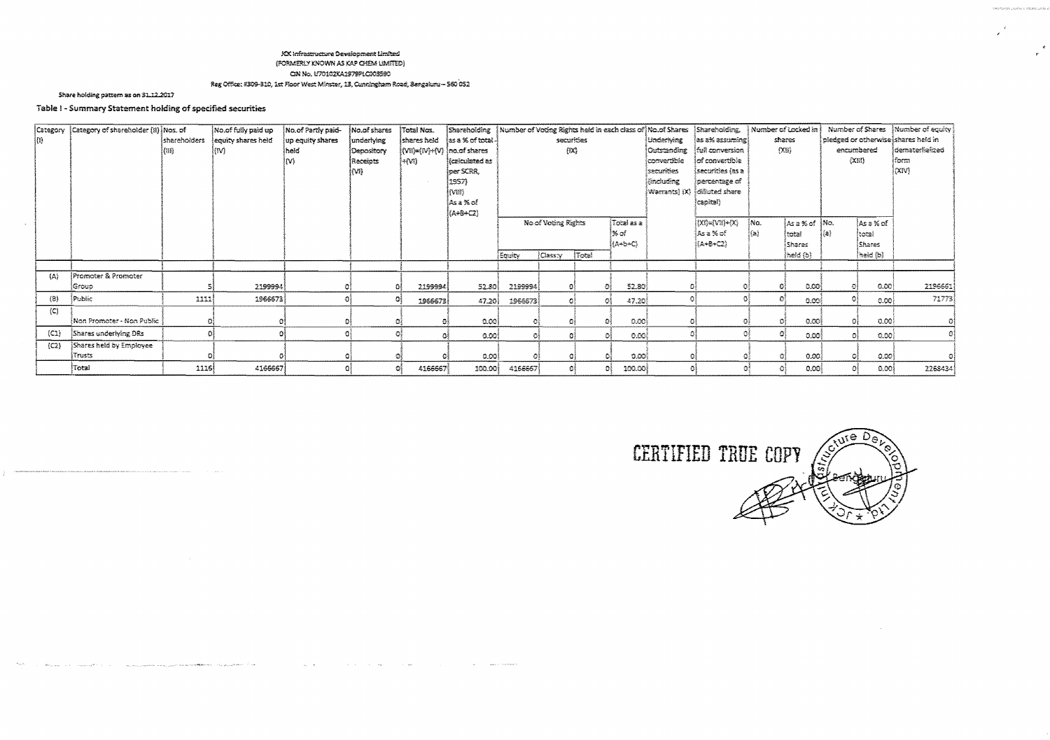JCK Infrastructure Development Limited
(FORMERLY KNOWN AS KAP CHEM LIMITED)
CIN No. U70102KA1979PLC003590
Reg Office: #309-310, 1st Floor West Minster, 13, Cunningham Road, Bengaluru – 560 052

Share holding pattern as on 31.12.2017

## Table I - Summary Statement holding of specified securities

| Category (I) | Category of shareholder (II) | Nos. of shareholders (III) | No.of fully paid up equity shares held (IV) | No.of Partly paid-up equity shares held (V) | No.of shares underlying Depository Receipts (VI) | Total Nos. shares held (VII)=(IV)+(V)+(VI) | Shareholding as a % of total no.of shares (calculated as per SCRR, 1957) (VIII) As a % of (A+B+C2) | Number of Voting Rights held in each class of securities (IX) | | | | No.of Shares Underlying Outstanding convertible securities (including Warrants) (X) | Shareholding, as a% assuming full conversion of convertible securities (as a percentage of diluted share capital) | Number of Locked in shares (XII) | | Number of Shares pledged or otherwise encumbered (XIII) | | Number of equity shares held in dematerialized form (XIV) |
|---|---|---|---|---|---|---|---|---|---|---|---|---|---|---|---|---|---|---|
| | | | | | | | | No of Voting Rights | | | Total as a % of (A+b+C) | | (XI)=(VII)+(X) As a % of (A+B+C2) | No. (a) | As a % of total Shares held (b) | No. (a) | As a % of total Shares held (b) | |
| | | | | | | | | Equity | Class:y | Total | | | | | | | | |
| (A) | Promoter & Promoter Group | 5 | 2199994 | 0 | 0 | 2199994 | 52.80 | 2199994 | 0 | 0 | 52.80 | 0 | 0 | 0 | 0.00 | 0 | 0.00 | 2196661 |
| (B) | Public | 1111 | 1966673 | 0 | 0 | 1966673 | 47.20 | 1966673 | 0 | 0 | 47.20 | 0 | 0 | 0 | 0.00 | 0 | 0.00 | 71773 |
| (C) | Non Promoter - Non Public | 0 | 0 | 0 | 0 | 0 | 0.00 | 0 | 0 | 0 | 0.00 | 0 | 0 | 0 | 0.00 | 0 | 0.00 | 0 |
| (C1) | Shares underlying DRs | 0 | 0 | 0 | 0 | 0 | 0.00 | 0 | 0 | 0 | 0.00 | 0 | 0 | 0 | 0.00 | 0 | 0.00 | 0 |
| (C2) | Shares held by Employee Trusts | 0 | 0 | 0 | 0 | 0 | 0.00 | 0 | 0 | 0 | 0.00 | 0 | 0 | 0 | 0.00 | 0 | 0.00 | 0 |
| | Total | 1116 | 4166667 | 0 | 0 | 4166667 | 100.00 | 4166667 | 0 | 0 | 100.00 | 0 | 0 | 0 | 0.00 | 0 | 0.00 | 2268434 |

CERTIFIED TRUE COPY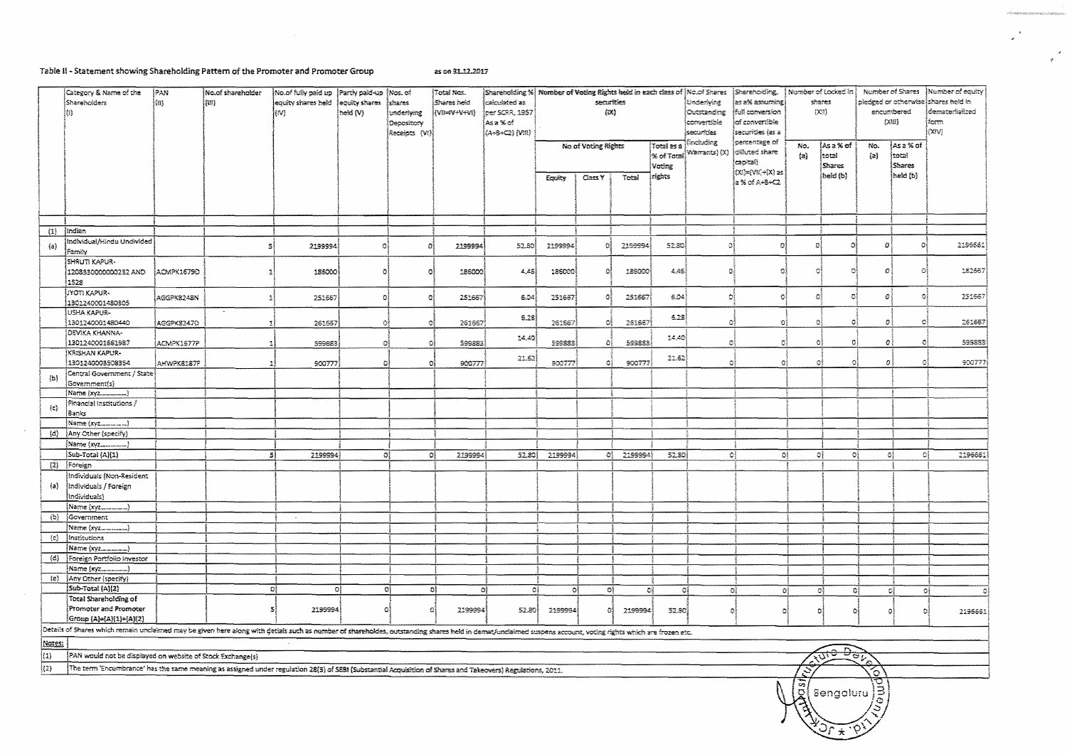# Table II - Statement showing Shareholding Pattern of the Promoter and Promoter Group

as on 31.12.2017

| | Category & Name of the Shareholders (I) | PAN (II) | No.of shareholder (III) | No.of fully paid up equity shares held (IV) | Partly paid-up equity shares held (V) | Nos. of shares underlying Depository Receipts (VI) | Total Nos. Shares held (VII=IV+V+VI) | Shareholding % calculated as per SCRR, 1957 As a % of (A+B+C2) (VIII) | Number of Voting Rights held in each class of securities (IX) | | | | No.of Shares Underlying Outstanding convertible securities (including Warrants) (X) | Shareholding, as a% assuming full conversion of convertible securities (as a percentage of diluted share capital) (XI)=(VII)+(X) as a % of A+B+C2 | Number of Locked in shares (XII) | | Number of Shares pledged or otherwise encumbered (XIII) | | Number of equity shares held in dematerialized form (XIV) |
|---|---|---|---|---|---|---|---|---|---|---|---|---|---|---|---|---|---|---|---|
| | | | | | | | | | No of Voting Rights | | | Total as a % of Total Voting rights | | | No. (a) | As a % of total Shares held (b) | No. (a) | As a % of total Shares held (b) | |
| | | | | | | | | | Equity | Class Y | Total | | | | | | | | |
| (1) | Indian | | | | | | | | | | | | | | | | | | |
| (a) | Individual/Hindu Undivided Family | | 5 | 2199994 | 0 | 0 | 2199994 | 52.80 | 2199994 | 0 | 2199994 | 52.80 | 0 | 0 | 0 | 0 | 0 | 0 | 2196661 |
| | SHRUTI KAPUR-1208330000000232 AND 1528 | ACMPK1679D | 1 | 186000 | 0 | 0 | 186000 | 4.46 | 186000 | 0 | 186000 | 4.46 | 0 | 0 | 0 | 0 | 0 | 0 | 182667 |
| | JYOTI KAPUR-1301240001480305 | AGGPK8248N | 1 | 251667 | 0 | 0 | 251667 | 6.04 | 251667 | 0 | 251667 | 6.04 | 0 | 0 | 0 | 0 | 0 | 0 | 251667 |
| | USHA KAPUR-1301240001480440 | AGGPK8247D | 1 | 261667 | 0 | 0 | 261667 | 6.28 | 261667 | 0 | 261667 | 6.28 | 0 | 0 | 0 | 0 | 0 | 0 | 261667 |
| | DEVIKA KHANNA-1301240001661987 | ACMPK1577P | 1 | 599883 | 0 | 0 | 599883 | 14.40 | 599883 | 0 | 599883 | 14.40 | 0 | 0 | 0 | 0 | 0 | 0 | 599883 |
| | KRISHAN KAPUR-1301240003508354 | AHWPK8187F | 1 | 900777 | 0 | 0 | 900777 | 21.62 | 900777 | 0 | 900777 | 21.62 | 0 | 0 | 0 | 0 | 0 | 0 | 900777 |
| (b) | Central Government / State Government(s) | | | | | | | | | | | | | | | | | | |
| | Name (xyz..........) | | | | | | | | | | | | | | | | | | |
| (c) | Financial Institutions / Banks | | | | | | | | | | | | | | | | | | |
| | Name (xyz..........) | | | | | | | | | | | | | | | | | | |
| (d) | Any Other (specify) | | | | | | | | | | | | | | | | | | |
| | Name (xyz..........) | | | | | | | | | | | | | | | | | | |
| | Sub-Total (A)(1) | | 5 | 2199994 | 0 | 0 | 2199994 | 52.80 | 2199994 | 0 | 2199994 | 52.80 | 0 | 0 | 0 | 0 | 0 | 0 | 2196661 |
| (2) | Foreign | | | | | | | | | | | | | | | | | | |
| (a) | Individuals (Non-Resident Individuals / Foreign Individuals) | | | | | | | | | | | | | | | | | | |
| | Name (xyz..........) | | | | | | | | | | | | | | | | | | |
| (b) | Government | | | | | | | | | | | | | | | | | | |
| | Name (xyz..........) | | | | | | | | | | | | | | | | | | |
| (c) | Institutions | | | | | | | | | | | | | | | | | | |
| | Name (xyz..........) | | | | | | | | | | | | | | | | | | |
| (d) | Foreign Portfolio Investor | | | | | | | | | | | | | | | | | | |
| | Name (xyz..........) | | | | | | | | | | | | | | | | | | |
| (e) | Any Other (specify) | | | | | | | | | | | | | | | | | | |
| | Sub-Total (A)(2) | | 0 | 0 | 0 | 0 | 0 | 0 | 0 | 0 | 0 | 0 | 0 | 0 | 0 | 0 | 0 | 0 | 0 |
| | Total Shareholding of Promoter and Promoter Group (A)=(A)(1)+(A)(2) | | 5 | 2199994 | 0 | 0 | 2199994 | 52.80 | 2199994 | 0 | 2199994 | 52.80 | 0 | 0 | 0 | 0 | 0 | 0 | 2196661 |

Details of Shares which remain unclaimed may be given here along with details such as number of shareholders, outstanding shares held in demat/unclaimed suspense account, voting rights which are frozen etc.

**Notes:**

(1) PAN would not be displayed on website of Stock Exchange(s)

(2) The term 'Encumbrance' has the same meaning as assigned under regulation 28(3) of SEBI (Substantial Acquisition of Shares and Takeovers) Regulations, 2011.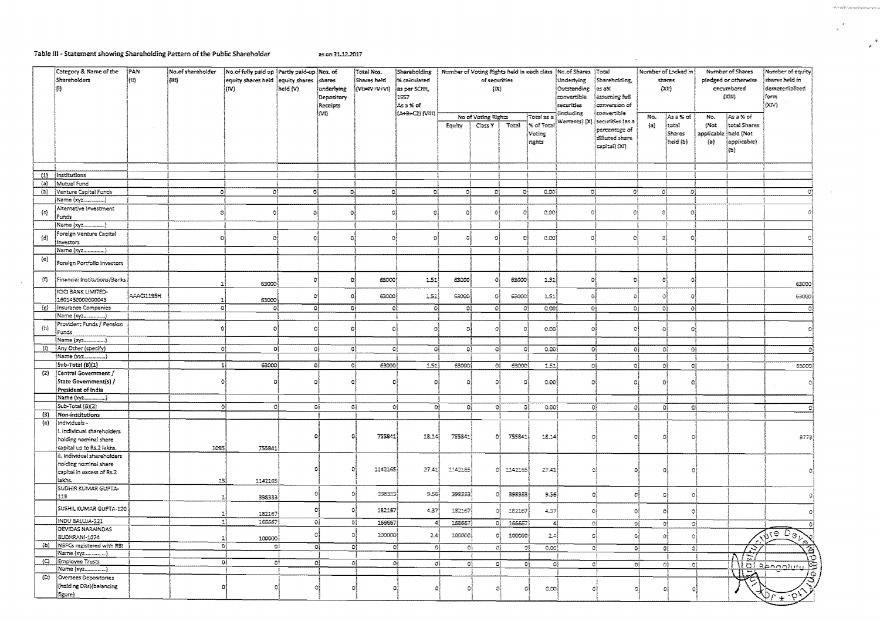Table III - Statement showing Shareholding Pattern of the Public Shareholder as on 31.12.2017

| | Category & Name of the Shareholders (I) | PAN (II) | No.of shareholder (III) | No.of fully paid up equity shares held (IV) | Partly paid-up equity shares held (V) | Nos. of shares underlying Depository Receipts (VI) | Total Nos. Shares held (VII=IV+V+VI) | Shareholding % calculated as per SCRR, 1957 As a % of (A+B+C2) (VIII) | Number of Voting Rights held in each class of securities (IX) | | | | No.of Shares Underlying Outstanding convertible securities (including Warrants) (X) | Total Shareholding, as a% assuming full conversion of convertible securities (as a percentage of diluted share capital) (XI) | Number of Locked in shares (XII) | | Number of Shares pledged or otherwise encumbered (XIII) | | Number of equity shares held in dematerialized form (XIV) |
|---|---|---|---|---|---|---|---|---|---|---|---|---|---|---|---|---|---|---|---|
| | | | | | | | | | No of Voting Rights | | | Total as a % of Total Voting rights | | | No. (a) | As a % of total Shares held (b) | No. (Not applicable) (a) | As a % of total Shares held (Not applicable) (b) | |
| | | | | | | | | | Equity | Class Y | Total | | | | | | | | |
| (1) | Institutions | | | | | | | | | | | | | | | | | | |
| (a) | Mutual Fund | | | | | | | | | | | | | | | | | | |
| (b) | Venture Capital Funds | | 0 | 0 | 0 | 0 | 0 | 0 | 0 | 0 | 0 | 0.00 | 0 | 0 | 0 | 0 | | | 0 |
| | Name (xyz..............) | | | | | | | | | | | | | | | | | | |
| (c) | Alternative Investment Funds | | 0 | 0 | 0 | 0 | 0 | 0 | 0 | 0 | 0 | 0.00 | 0 | 0 | 0 | 0 | | | 0 |
| | Name (xyz..............) | | | | | | | | | | | | | | | | | | |
| (d) | Foreign Venture Capital Investors | | 0 | 0 | 0 | 0 | 0 | 0 | 0 | 0 | 0 | 0.00 | 0 | 0 | 0 | 0 | | | 0 |
| | Name (xyz..............) | | | | | | | | | | | | | | | | | | |
| (e) | Foreign Portfolio Investors | | | | | | | | | | | | | | | | | | |
| (f) | Financial Institutions/Banks | | 1 | 63000 | 0 | 0 | 63000 | 1.51 | 63000 | 0 | 63000 | 1.51 | 0 | 0 | 0 | 0 | | | 63000 |
| | ICICI BANK LIMITED-1601430000000043 | AAACI1195H | 1 | 63000 | 0 | 0 | 63000 | 1.51 | 63000 | 0 | 63000 | 1.51 | 0 | 0 | 0 | 0 | | | 63000 |
| (g) | Insurance Companies | | 0 | 0 | 0 | 0 | 0 | 0 | 0 | 0 | 0 | 0.00 | 0 | 0 | 0 | 0 | | | 0 |
| | Name (xyz..............) | | | | | | | | | | | | | | | | | | |
| (h) | Provident Funds / Pension Funds | | 0 | 0 | 0 | 0 | 0 | 0 | 0 | 0 | 0 | 0.00 | 0 | 0 | 0 | 0 | | | 0 |
| | Name (xyz..............) | | | | | | | | | | | | | | | | | | |
| (i) | Any Other (specify) | | 0 | 0 | 0 | 0 | 0 | 0 | 0 | 0 | 0 | 0.00 | 0 | 0 | 0 | 0 | | | 0 |
| | Name (xyz..............) | | | | | | | | | | | | | | | | | | |
| | Sub-Total (B)(1) | | 1 | 63000 | 0 | 0 | 63000 | 1.51 | 63000 | 0 | 63000 | 1.51 | 0 | 0 | 0 | 0 | | | 63000 |
| (2) | Central Government / State Government(s) / President of India | | 0 | 0 | 0 | 0 | 0 | 0 | 0 | 0 | 0 | 0.00 | 0 | 0 | 0 | 0 | | | 0 |
| | Name (xyz..............) | | | | | | | | | | | | | | | | | | |
| | Sub-Total (B)(2) | | 0 | 0 | 0 | 0 | 0 | 0 | 0 | 0 | 0 | 0.00 | 0 | 0 | 0 | 0 | | | 0 |
| (3) | Non-institutions | | | | | | | | | | | | | | | | | | |
| (a) | Individuals - i. Individual shareholders holding nominal share capital up to Rs.2 lakhs. | | 1095 | 755841 | 0 | 0 | 755841 | 18.14 | 755841 | 0 | 755841 | 18.14 | 0 | 0 | 0 | 0 | | | 8773 |
| | ii. Individual shareholders holding nominal share capital in excess of Rs.2 lakhs. | | 13 | 1142165 | 0 | 0 | 1142165 | 27.41 | 1142165 | 0 | 1142165 | 27.41 | 0 | 0 | 0 | 0 | | | 0 |
| | SUDHIR KUMAR GUPTA-118 | | 1 | 398333 | 0 | 0 | 398333 | 9.56 | 398333 | 0 | 398333 | 9.56 | 0 | 0 | 0 | 0 | | | 0 |
| | SUSHIL KUMAR GUPTA-120 | | 1 | 182167 | 0 | 0 | 182167 | 4.37 | 182167 | 0 | 182167 | 4.37 | 0 | 0 | 0 | 0 | | | 0 |
| | INDU BALUJA-121 | | 1 | 166667 | 0 | 0 | 166667 | 4 | 166667 | 0 | 166667 | 4 | 0 | 0 | 0 | 0 | | | 0 |
| | DEVIDAS NARAINDAS BUDHRANI-1074 | | 1 | 100000 | 0 | 0 | 100000 | 2.4 | 100000 | 0 | 100000 | 2.4 | 0 | 0 | 0 | 0 | | | 0 |
| (b) | NBFCs registered with RBI | | 0 | 0 | 0 | 0 | 0 | 0 | 0 | 0 | 0 | 0.00 | 0 | 0 | 0 | 0 | | | |
| | Name (xyz..............) | | | | | | | | | | | | | | | | | | |
| (C) | Employee Trusts | | 0 | 0 | 0 | 0 | 0 | 0 | 0 | 0 | 0 | 0 | 0 | 0 | 0 | 0 | | | |
| | Name (xyz..............) | | | | | | | | | | | | | | | | | | |
| (D) | Overseas Depositories (holding DRs)(balancing figure) | | 0 | 0 | 0 | 0 | 0 | 0 | 0 | 0 | 0 | 0.00 | 0 | 0 | 0 | 0 | | | |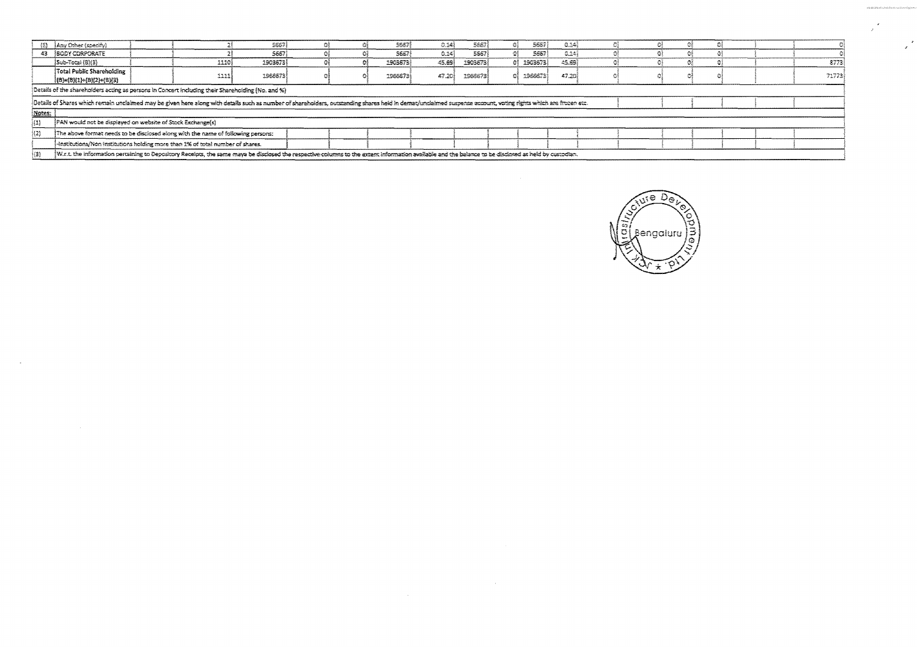| | | | | | | | | | | | | | | | | | | | |
|---|---|---|---|---|---|---|---|---|---|---|---|---|---|---|---|---|---|---|---|
| (E) | Any Other (specify) | | 2 | 5667 | 0 | 0 | 5667 | 0.14 | 5667 | 0 | 5667 | 0.14 | 0 | 0 | 0 | 0 | | | 0 |
| 43 | BODY CORPORATE | | 2 | 5667 | 0 | 0 | 5667 | 0.14 | 5667 | 0 | 5667 | 0.14 | 0 | 0 | 0 | 0 | | | 0 |
| | Sub-Total (B)(3) | | 1110 | 1903673 | 0 | 0 | 1903673 | 45.69 | 1903673 | 0 | 1903673 | 45.69 | 0 | 0 | 0 | 0 | | | 8773 |
| | Total Public Shareholding (B)=(B)(1)+(B)(2)+(B)(3) | | 1111 | 1966673 | 0 | 0 | 1966673 | 47.20 | 1966673 | 0 | 1966673 | 47.20 | 0 | 0 | 0 | 0 | | | 71773 |

Details of the shareholders acting as persons in Concert including their Shareholding (No. and %)

Details of Shares which remain unclaimed may be given here along with details such as number of shareholders, outstanding shares held in demat/unclaimed suspense account, voting rights which are frozen etc.

**Notes:**

(1) PAN would not be displayed on website of Stock Exchange(s)

(2) The above format needs to be disclosed along with the name of following persons:

-Institutions/Non Institutions holding more than 1% of total number of shares.

(3) W.r.t. the information pertaining to Depository Receipts, the same maye be disclosed the respective columns to the extent information available and the balance to be disclosed as held by custodian.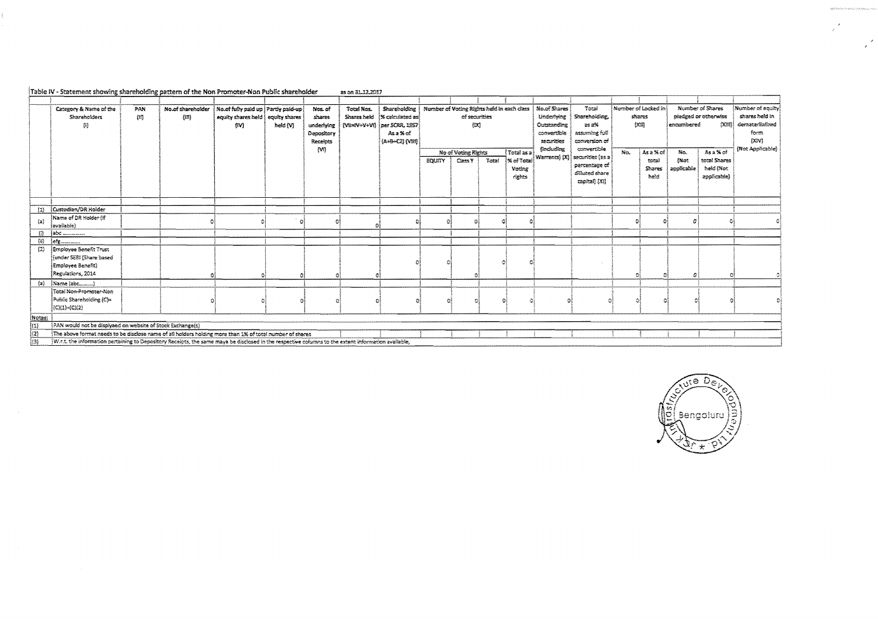Table IV - Statement showing shareholding pattern of the Non Promoter-Non Public shareholder as on 31.12.2017

| | Category & Name of the Shareholders (I) | PAN (II) | No.of shareholder (III) | No.of fully paid up equity shares held (IV) | Partly paid-up equity shares held (V) | Nos. of shares underlying Depository Receipts (VI) | Total Nos. Shares held (VII=IV+V+VI) | Shareholding % calculated as per SCRR, 1957 As a % of (A+B+C2) (VIII) | Number of Voting Rights held in each class of securities (IX) | | | | No.of Shares Underlying Outstanding convertible securities (including Warrants) (X) | Total Shareholding, as a% assuming full conversion of convertible securities (as a percentage of diluted share capital) (XI) | Number of Locked in shares (XII) | | Number of Shares pledged or otherwise encumbered (XIII) | | Number of equity shares held in dematerialized form (XIV) (Not Applicable) |
|---|---|---|---|---|---|---|---|---|---|---|---|---|---|---|---|---|---|---|---|
| | | | | | | | | | No of Voting Rights | | | Total as a % of Total Voting rights | | | No. | As a % of total Shares held | No. (Not applicable) | As a % of total Shares held (Not applicable) | |
| | | | | | | | | | EQUITY | Class Y | Total | | | | | | | | |
| (1) | Custodian/DR Holder | | | | | | | | | | | | | | | | | | |
| (a) | Name of DR Holder (if available) | | 0 | 0 | 0 | 0 | 0 | 0 | 0 | 0 | 0 | 0 | | | 0 | 0 | 0 | 0 | 0 |
| (i) | abc ........... | | | | | | | | | | | | | | | | | | |
| (ii) | efg........... | | | | | | | | | | | | | | | | | | |
| (2) | Employee Benefit Trust (under SEBI (Share based Employee Benefit) Regulations, 2014 | | 0 | 0 | 0 | 0 | 0 | 0 | 0 | 0 | 0 | 0 | | | 0 | 0 | 0 | 0 | 0 |
| (a) | Name (abc.........) | | | | | | | | | | | | | | | | | | |
| | Total Non-Promoter-Non Public Shareholding (C)= (C)(1)+(C)(2) | | 0 | 0 | 0 | 0 | 0 | 0 | 0 | 0 | 0 | 0 | 0 | 0 | 0 | 0 | 0 | 0 | 0 |

Notes:

(1) PAN would not be displayed on website of Stock Exchange(s)

(2) The above format needs to be disclose name of all holders holding more than 1% of total number of shares

(3) W.r.t. the information pertaining to Depository Receipts, the same maya be disclosed in the respective columns to the extent information available,